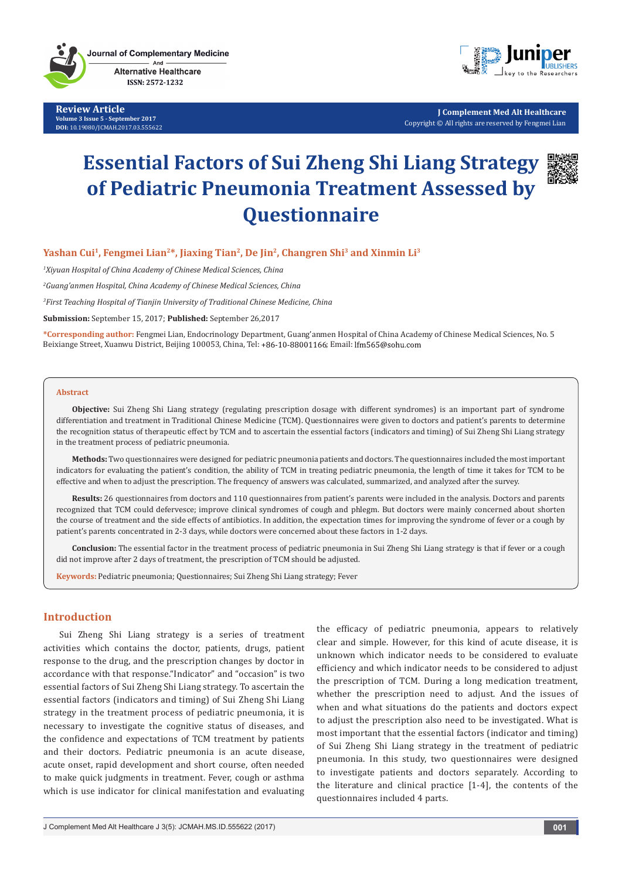Review Article
Volume 3 Issue 5 - September 2017
DOI: 10.19080/JCMAH.2017.03.555622

Copyright © All rights are reserved by Fengmei Lian

# Essential Factors of Sui Zheng Shi Liang Strategy of Pediatric Pneumonia Treatment Assessed by Questionnaire

**Yashan Cui[1], Fengmei Lian[2]*, Jiaxing Tian[2], De Jin[2], Changren Shi[3] and Xinmin Li[3]**

[1]*Xiyuan Hospital of China Academy of Chinese Medical Sciences, China*

[2]*Guang'anmen Hospital, China Academy of Chinese Medical Sciences, China*

[3]*First Teaching Hospital of Tianjin University of Traditional Chinese Medicine, China*

**Submission:** September 15, 2017; **Published:** September 26,2017

**\*Corresponding author:** Fengmei Lian, Endocrinology Department, Guang'anmen Hospital of China Academy of Chinese Medical Sciences, No. 5 Beixiange Street, Xuanwu District, Beijing 100053, China, Tel: +86-10-88001166; Email: lfm565@sohu.com

## Abstract

**Objective:** Sui Zheng Shi Liang strategy (regulating prescription dosage with different syndromes) is an important part of syndrome differentiation and treatment in Traditional Chinese Medicine (TCM). Questionnaires were given to doctors and patient's parents to determine the recognition status of therapeutic effect by TCM and to ascertain the essential factors (indicators and timing) of Sui Zheng Shi Liang strategy in the treatment process of pediatric pneumonia.

**Methods:** Two questionnaires were designed for pediatric pneumonia patients and doctors. The questionnaires included the most important indicators for evaluating the patient's condition, the ability of TCM in treating pediatric pneumonia, the length of time it takes for TCM to be effective and when to adjust the prescription. The frequency of answers was calculated, summarized, and analyzed after the survey.

**Results:** 26 questionnaires from doctors and 110 questionnaires from patient's parents were included in the analysis. Doctors and parents recognized that TCM could defervesce; improve clinical syndromes of cough and phlegm. But doctors were mainly concerned about shorten the course of treatment and the side effects of antibiotics. In addition, the expectation times for improving the syndrome of fever or a cough by patient's parents concentrated in 2-3 days, while doctors were concerned about these factors in 1-2 days.

**Conclusion:** The essential factor in the treatment process of pediatric pneumonia in Sui Zheng Shi Liang strategy is that if fever or a cough did not improve after 2 days of treatment, the prescription of TCM should be adjusted.

**Keywords:** Pediatric pneumonia; Questionnaires; Sui Zheng Shi Liang strategy; Fever

## Introduction

Sui Zheng Shi Liang strategy is a series of treatment activities which contains the doctor, patients, drugs, patient response to the drug, and the prescription changes by doctor in accordance with that response."Indicator" and "occasion" is two essential factors of Sui Zheng Shi Liang strategy. To ascertain the essential factors (indicators and timing) of Sui Zheng Shi Liang strategy in the treatment process of pediatric pneumonia, it is necessary to investigate the cognitive status of diseases, and the confidence and expectations of TCM treatment by patients and their doctors. Pediatric pneumonia is an acute disease, acute onset, rapid development and short course, often needed to make quick judgments in treatment. Fever, cough or asthma which is use indicator for clinical manifestation and evaluating the efficacy of pediatric pneumonia, appears to relatively clear and simple. However, for this kind of acute disease, it is unknown which indicator needs to be considered to evaluate efficiency and which indicator needs to be considered to adjust the prescription of TCM. During a long medication treatment, whether the prescription need to adjust. And the issues of when and what situations do the patients and doctors expect to adjust the prescription also need to be investigated. What is most important that the essential factors (indicator and timing) of Sui Zheng Shi Liang strategy in the treatment of pediatric pneumonia. In this study, two questionnaires were designed to investigate patients and doctors separately. According to the literature and clinical practice [1-4], the contents of the questionnaires included 4 parts.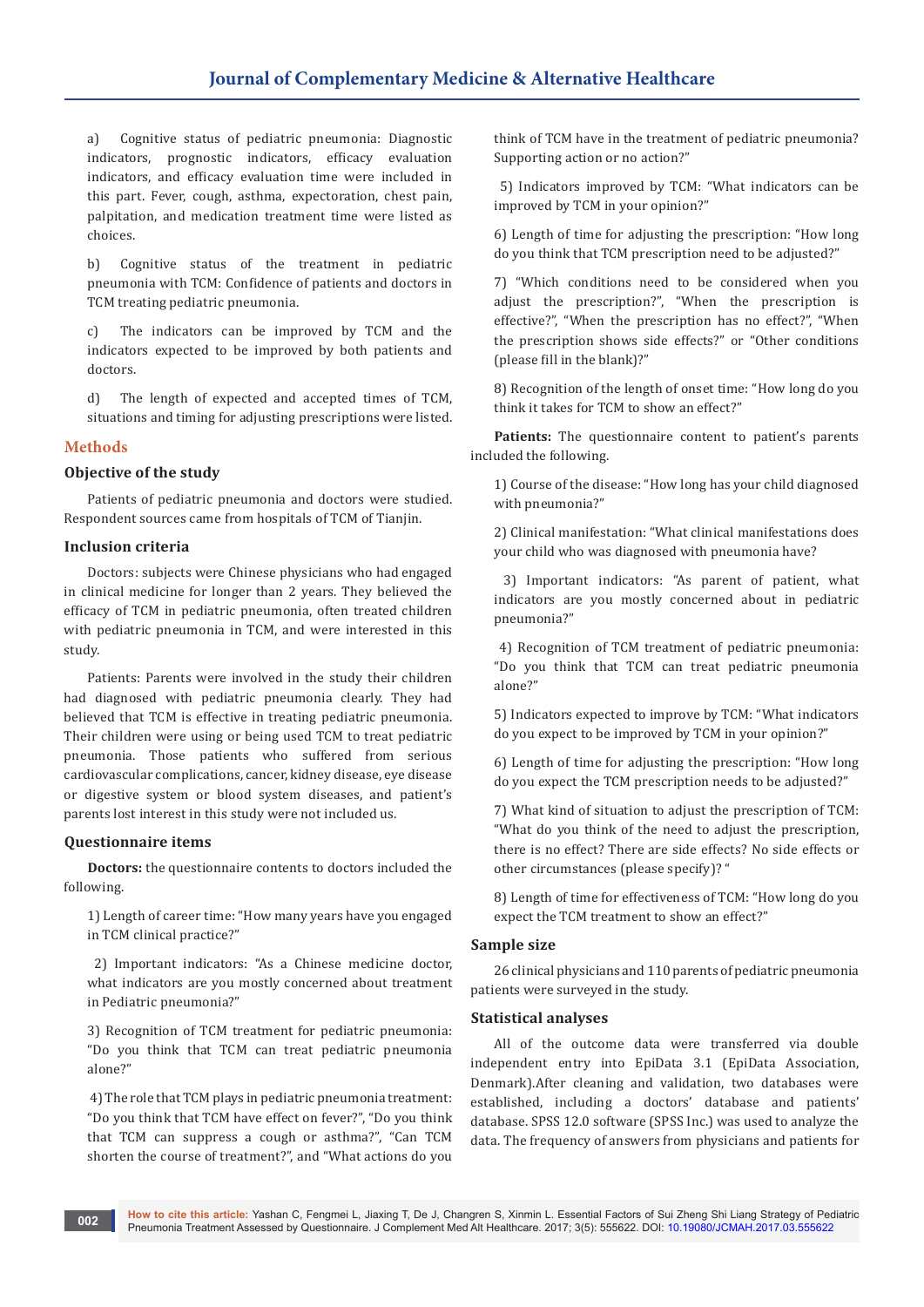a) Cognitive status of pediatric pneumonia: Diagnostic indicators, prognostic indicators, efficacy evaluation indicators, and efficacy evaluation time were included in this part. Fever, cough, asthma, expectoration, chest pain, palpitation, and medication treatment time were listed as choices.

b) Cognitive status of the treatment in pediatric pneumonia with TCM: Confidence of patients and doctors in TCM treating pediatric pneumonia.

c) The indicators can be improved by TCM and the indicators expected to be improved by both patients and doctors.

d) The length of expected and accepted times of TCM, situations and timing for adjusting prescriptions were listed.

## Methods

### Objective of the study

Patients of pediatric pneumonia and doctors were studied. Respondent sources came from hospitals of TCM of Tianjin.

### Inclusion criteria

Doctors: subjects were Chinese physicians who had engaged in clinical medicine for longer than 2 years. They believed the efficacy of TCM in pediatric pneumonia, often treated children with pediatric pneumonia in TCM, and were interested in this study.

Patients: Parents were involved in the study their children had diagnosed with pediatric pneumonia clearly. They had believed that TCM is effective in treating pediatric pneumonia. Their children were using or being used TCM to treat pediatric pneumonia. Those patients who suffered from serious cardiovascular complications, cancer, kidney disease, eye disease or digestive system or blood system diseases, and patient's parents lost interest in this study were not included us.

### Questionnaire items

**Doctors:** the questionnaire contents to doctors included the following.

1) Length of career time: "How many years have you engaged in TCM clinical practice?"

2) Important indicators: "As a Chinese medicine doctor, what indicators are you mostly concerned about treatment in Pediatric pneumonia?"

3) Recognition of TCM treatment for pediatric pneumonia: "Do you think that TCM can treat pediatric pneumonia alone?"

4) The role that TCM plays in pediatric pneumonia treatment: "Do you think that TCM have effect on fever?", "Do you think that TCM can suppress a cough or asthma?", "Can TCM shorten the course of treatment?", and "What actions do you think of TCM have in the treatment of pediatric pneumonia? Supporting action or no action?"

5) Indicators improved by TCM: "What indicators can be improved by TCM in your opinion?"

6) Length of time for adjusting the prescription: "How long do you think that TCM prescription need to be adjusted?"

7) "Which conditions need to be considered when you adjust the prescription?", "When the prescription is effective?", "When the prescription has no effect?", "When the prescription shows side effects?" or "Other conditions (please fill in the blank)?"

8) Recognition of the length of onset time: "How long do you think it takes for TCM to show an effect?"

**Patients:** The questionnaire content to patient's parents included the following.

1) Course of the disease: "How long has your child diagnosed with pneumonia?"

2) Clinical manifestation: "What clinical manifestations does your child who was diagnosed with pneumonia have?

3) Important indicators: "As parent of patient, what indicators are you mostly concerned about in pediatric pneumonia?"

4) Recognition of TCM treatment of pediatric pneumonia: "Do you think that TCM can treat pediatric pneumonia alone?"

5) Indicators expected to improve by TCM: "What indicators do you expect to be improved by TCM in your opinion?"

6) Length of time for adjusting the prescription: "How long do you expect the TCM prescription needs to be adjusted?"

7) What kind of situation to adjust the prescription of TCM: "What do you think of the need to adjust the prescription, there is no effect? There are side effects? No side effects or other circumstances (please specify)? "

8) Length of time for effectiveness of TCM: "How long do you expect the TCM treatment to show an effect?"

### Sample size

26 clinical physicians and 110 parents of pediatric pneumonia patients were surveyed in the study.

### Statistical analyses

All of the outcome data were transferred via double independent entry into EpiData 3.1 (EpiData Association, Denmark).After cleaning and validation, two databases were established, including a doctors' database and patients' database. SPSS 12.0 software (SPSS Inc.) was used to analyze the data. The frequency of answers from physicians and patients for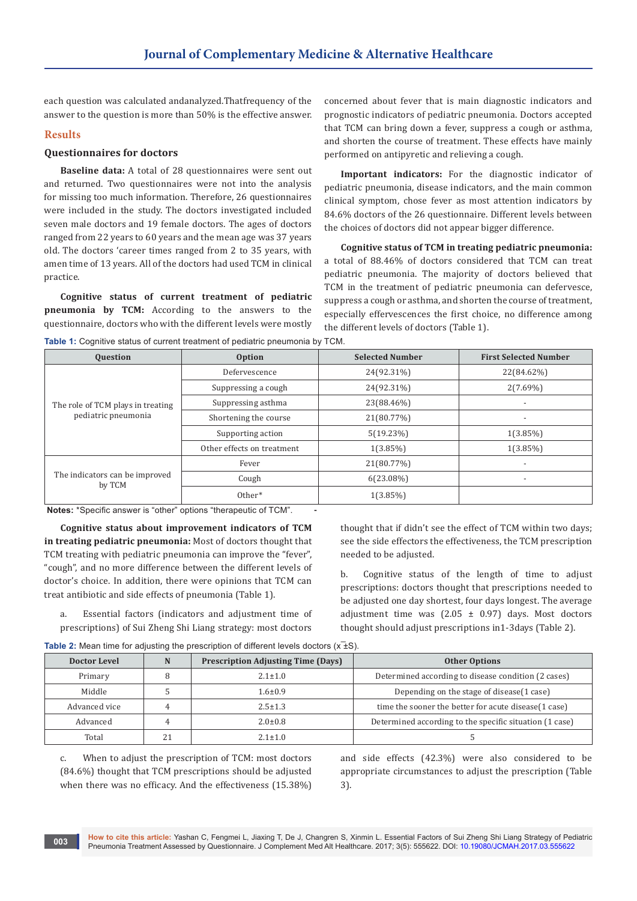each question was calculated andanalyzed.Thatfrequency of the answer to the question is more than 50% is the effective answer.

## Results

### Questionnaires for doctors

**Baseline data:** A total of 28 questionnaires were sent out and returned. Two questionnaires were not into the analysis for missing too much information. Therefore, 26 questionnaires were included in the study. The doctors investigated included seven male doctors and 19 female doctors. The ages of doctors ranged from 22 years to 60 years and the mean age was 37 years old. The doctors 'career times ranged from 2 to 35 years, with amen time of 13 years. All of the doctors had used TCM in clinical practice.

**Cognitive status of current treatment of pediatric pneumonia by TCM:** According to the answers to the questionnaire, doctors who with the different levels were mostly concerned about fever that is main diagnostic indicators and prognostic indicators of pediatric pneumonia. Doctors accepted that TCM can bring down a fever, suppress a cough or asthma, and shorten the course of treatment. These effects have mainly performed on antipyretic and relieving a cough.

**Important indicators:** For the diagnostic indicator of pediatric pneumonia, disease indicators, and the main common clinical symptom, chose fever as most attention indicators by 84.6% doctors of the 26 questionnaire. Different levels between the choices of doctors did not appear bigger difference.

**Cognitive status of TCM in treating pediatric pneumonia:** a total of 88.46% of doctors considered that TCM can treat pediatric pneumonia. The majority of doctors believed that TCM in the treatment of pediatric pneumonia can defervesce, suppress a cough or asthma, and shorten the course of treatment, especially effervescences the first choice, no difference among the different levels of doctors (Table 1).

**Table 1:** Cognitive status of current treatment of pediatric pneumonia by TCM.

| Question | Option | Selected Number | First Selected Number |
|---|---|---|---|
| The role of TCM plays in treating pediatric pneumonia | Defervescence | 24(92.31%) | 22(84.62%) |
| | Suppressing a cough | 24(92.31%) | 2(7.69%) |
| | Suppressing asthma | 23(88.46%) | - |
| | Shortening the course | 21(80.77%) | - |
| | Supporting action | 5(19.23%) | 1(3.85%) |
| | Other effects on treatment | 1(3.85%) | 1(3.85%) |
| The indicators can be improved by TCM | Fever | 21(80.77%) | - |
| | Cough | 6(23.08%) | - |
| | Other* | 1(3.85%) | |

**Notes:** *Specific answer is "other" options "therapeutic of TCM".

**Cognitive status about improvement indicators of TCM in treating pediatric pneumonia:** Most of doctors thought that TCM treating with pediatric pneumonia can improve the "fever", "cough", and no more difference between the different levels of doctor's choice. In addition, there were opinions that TCM can treat antibiotic and side effects of pneumonia (Table 1).

a. Essential factors (indicators and adjustment time of prescriptions) of Sui Zheng Shi Liang strategy: most doctors thought that if didn't see the effect of TCM within two days; see the side effectors the effectiveness, the TCM prescription needed to be adjusted.

b. Cognitive status of the length of time to adjust prescriptions: doctors thought that prescriptions needed to be adjusted one day shortest, four days longest. The average adjustment time was (2.05 ± 0.97) days. Most doctors thought should adjust prescriptions in1-3days (Table 2).

**Table 2:** Mean time for adjusting the prescription of different levels doctors ($\bar{x}$±S).

| Doctor Level | N | Prescription Adjusting Time (Days) | Other Options |
|---|---|---|---|
| Primary | 8 | 2.1±1.0 | Determined according to disease condition (2 cases) |
| Middle | 5 | 1.6±0.9 | Depending on the stage of disease(1 case) |
| Advanced vice | 4 | 2.5±1.3 | time the sooner the better for acute disease(1 case) |
| Advanced | 4 | 2.0±0.8 | Determined according to the specific situation (1 case) |
| Total | 21 | 2.1±1.0 | 5 |

c. When to adjust the prescription of TCM: most doctors (84.6%) thought that TCM prescriptions should be adjusted when there was no efficacy. And the effectiveness (15.38%) and side effects (42.3%) were also considered to be appropriate circumstances to adjust the prescription (Table 3).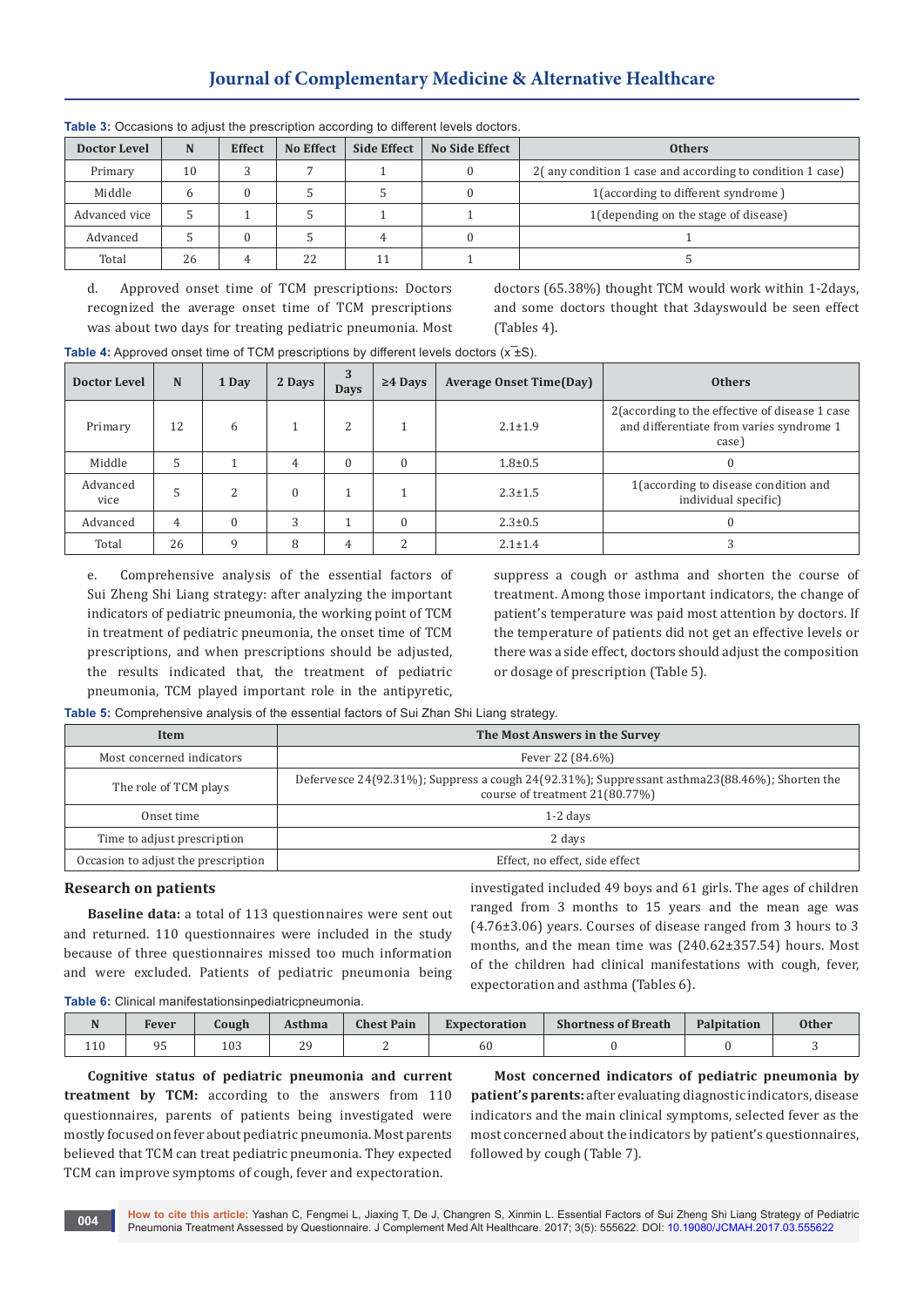**Table 3:** Occasions to adjust the prescription according to different levels doctors.

| Doctor Level | N | Effect | No Effect | Side Effect | No Side Effect | Others |
|---|---|---|---|---|---|---|
| Primary | 10 | 3 | 7 | 1 | 0 | 2( any condition 1 case and according to condition 1 case) |
| Middle | 6 | 0 | 5 | 5 | 0 | 1(according to different syndrome ) |
| Advanced vice | 5 | 1 | 5 | 1 | 1 | 1(depending on the stage of disease) |
| Advanced | 5 | 0 | 5 | 4 | 0 | 1 |
| Total | 26 | 4 | 22 | 11 | 1 | 5 |

d. Approved onset time of TCM prescriptions: Doctors recognized the average onset time of TCM prescriptions was about two days for treating pediatric pneumonia. Most doctors (65.38%) thought TCM would work within 1-2days, and some doctors thought that 3dayswould be seen effect (Tables 4).

**Table 4:** Approved onset time of TCM prescriptions by different levels doctors ($\bar{x}$±S).

| Doctor Level | N | 1 Day | 2 Days | 3 Days | ≥4 Days | Average Onset Time(Day) | Others |
|---|---|---|---|---|---|---|---|
| Primary | 12 | 6 | 1 | 2 | 1 | 2.1±1.9 | 2(according to the effective of disease 1 case and differentiate from varies syndrome 1 case) |
| Middle | 5 | 1 | 4 | 0 | 0 | 1.8±0.5 | 0 |
| Advanced vice | 5 | 2 | 0 | 1 | 1 | 2.3±1.5 | 1(according to disease condition and individual specific) |
| Advanced | 4 | 0 | 3 | 1 | 0 | 2.3±0.5 | 0 |
| Total | 26 | 9 | 8 | 4 | 2 | 2.1±1.4 | 3 |

e. Comprehensive analysis of the essential factors of Sui Zheng Shi Liang strategy: after analyzing the important indicators of pediatric pneumonia, the working point of TCM in treatment of pediatric pneumonia, the onset time of TCM prescriptions, and when prescriptions should be adjusted, the results indicated that, the treatment of pediatric pneumonia, TCM played important role in the antipyretic, suppress a cough or asthma and shorten the course of treatment. Among those important indicators, the change of patient's temperature was paid most attention by doctors. If the temperature of patients did not get an effective levels or there was a side effect, doctors should adjust the composition or dosage of prescription (Table 5).

**Table 5:** Comprehensive analysis of the essential factors of Sui Zhan Shi Liang strategy.

| Item | The Most Answers in the Survey |
|---|---|
| Most concerned indicators | Fever 22 (84.6%) |
| The role of TCM plays | Defervesce 24(92.31%); Suppress a cough 24(92.31%); Suppressant asthma23(88.46%); Shorten the course of treatment 21(80.77%) |
| Onset time | 1-2 days |
| Time to adjust prescription | 2 days |
| Occasion to adjust the prescription | Effect, no effect, side effect |

## Research on patients

**Baseline data:** a total of 113 questionnaires were sent out and returned. 110 questionnaires were included in the study because of three questionnaires missed too much information and were excluded. Patients of pediatric pneumonia being investigated included 49 boys and 61 girls. The ages of children ranged from 3 months to 15 years and the mean age was (4.76±3.06) years. Courses of disease ranged from 3 hours to 3 months, and the mean time was (240.62±357.54) hours. Most of the children had clinical manifestations with cough, fever, expectoration and asthma (Tables 6).

**Table 6:** Clinical manifestationsinpediatricpneumonia.

| N | Fever | Cough | Asthma | Chest Pain | Expectoration | Shortness of Breath | Palpitation | Other |
|---|---|---|---|---|---|---|---|---|
| 110 | 95 | 103 | 29 | 2 | 60 | 0 | 0 | 3 |

**Cognitive status of pediatric pneumonia and current treatment by TCM:** according to the answers from 110 questionnaires, parents of patients being investigated were mostly focused on fever about pediatric pneumonia. Most parents believed that TCM can treat pediatric pneumonia. They expected TCM can improve symptoms of cough, fever and expectoration.

**Most concerned indicators of pediatric pneumonia by patient's parents:** after evaluating diagnostic indicators, disease indicators and the main clinical symptoms, selected fever as the most concerned about the indicators by patient's questionnaires, followed by cough (Table 7).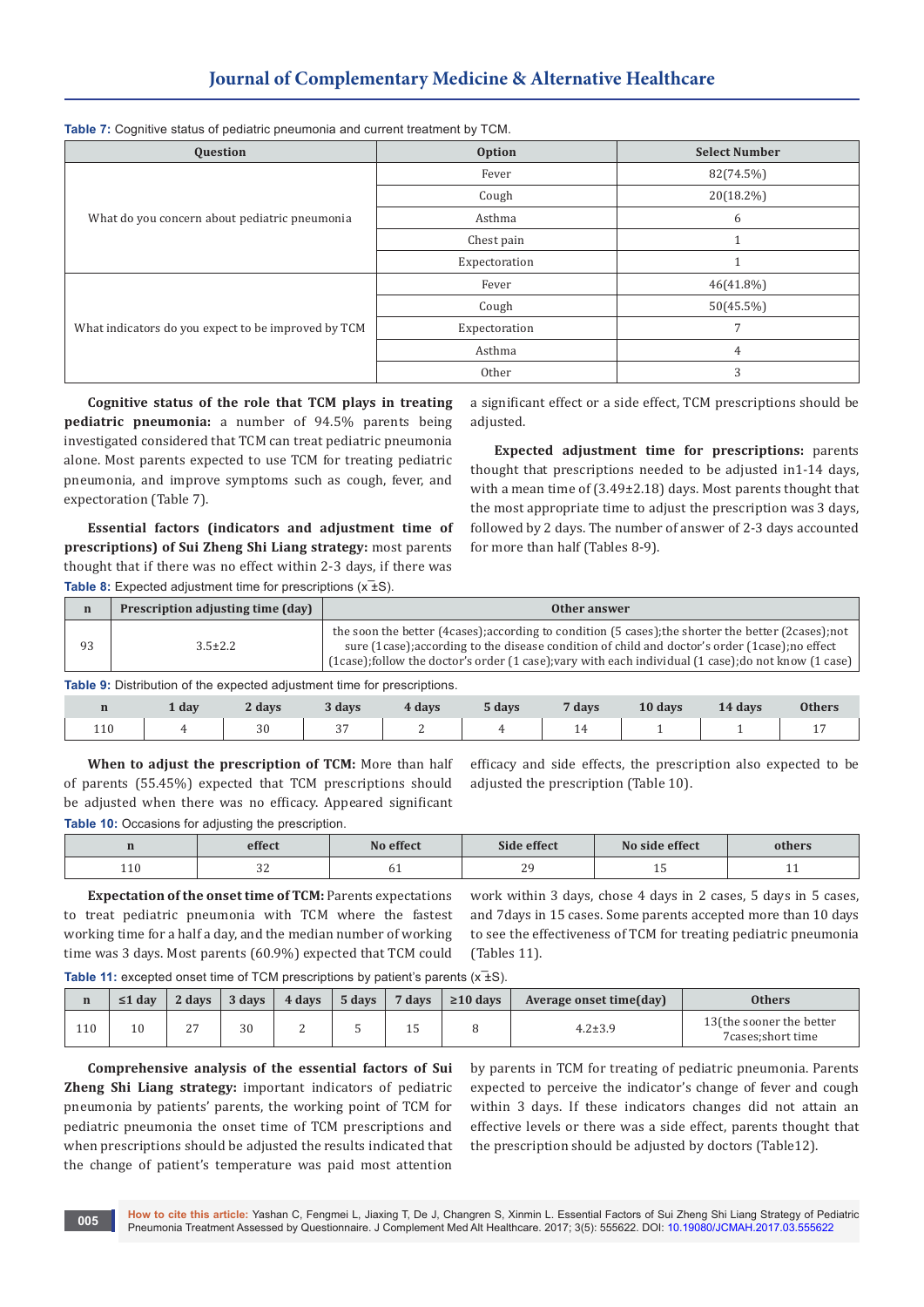**Table 7:** Cognitive status of pediatric pneumonia and current treatment by TCM.

| Question | Option | Select Number |
|---|---|---|
| What do you concern about pediatric pneumonia | Fever | 82(74.5%) |
| | Cough | 20(18.2%) |
| | Asthma | 6 |
| | Chest pain | 1 |
| | Expectoration | 1 |
| What indicators do you expect to be improved by TCM | Fever | 46(41.8%) |
| | Cough | 50(45.5%) |
| | Expectoration | 7 |
| | Asthma | 4 |
| | Other | 3 |

**Cognitive status of the role that TCM plays in treating pediatric pneumonia:** a number of 94.5% parents being investigated considered that TCM can treat pediatric pneumonia alone. Most parents expected to use TCM for treating pediatric pneumonia, and improve symptoms such as cough, fever, and expectoration (Table 7).

**Essential factors (indicators and adjustment time of prescriptions) of Sui Zheng Shi Liang strategy:** most parents thought that if there was no effect within 2-3 days, if there was a significant effect or a side effect, TCM prescriptions should be adjusted.

**Expected adjustment time for prescriptions:** parents thought that prescriptions needed to be adjusted in1-14 days, with a mean time of (3.49±2.18) days. Most parents thought that the most appropriate time to adjust the prescription was 3 days, followed by 2 days. The number of answer of 2-3 days accounted for more than half (Tables 8-9).

**Table 8:** Expected adjustment time for prescriptions ($\bar{x}$±S).

| n | Prescription adjusting time (day) | Other answer |
|---|---|---|
| 93 | 3.5±2.2 | the soon the better (4cases);according to condition (5 cases);the shorter the better (2cases);not sure (1case);according to the disease condition of child and doctor's order (1case);no effect (1case);follow the doctor's order (1 case);vary with each individual (1 case);do not know (1 case) |

**Table 9:** Distribution of the expected adjustment time for prescriptions.

| n | 1 day | 2 days | 3 days | 4 days | 5 days | 7 days | 10 days | 14 days | Others |
|---|---|---|---|---|---|---|---|---|---|
| 110 | 4 | 30 | 37 | 2 | 4 | 14 | 1 | 1 | 17 |

**When to adjust the prescription of TCM:** More than half of parents (55.45%) expected that TCM prescriptions should be adjusted when there was no efficacy. Appeared significant efficacy and side effects, the prescription also expected to be adjusted the prescription (Table 10).

**Table 10:** Occasions for adjusting the prescription.

| n | effect | No effect | Side effect | No side effect | others |
|---|---|---|---|---|---|
| 110 | 32 | 61 | 29 | 15 | 11 |

**Expectation of the onset time of TCM:** Parents expectations to treat pediatric pneumonia with TCM where the fastest working time for a half a day, and the median number of working time was 3 days. Most parents (60.9%) expected that TCM could work within 3 days, chose 4 days in 2 cases, 5 days in 5 cases, and 7days in 15 cases. Some parents accepted more than 10 days to see the effectiveness of TCM for treating pediatric pneumonia (Tables 11).

**Table 11:** excepted onset time of TCM prescriptions by patient's parents ($\bar{x}$±S).

| n | ≤1 day | 2 days | 3 days | 4 days | 5 days | 7 days | ≥10 days | Average onset time(day) | Others |
|---|---|---|---|---|---|---|---|---|---|
| 110 | 10 | 27 | 30 | 2 | 5 | 15 | 8 | 4.2±3.9 | 13(the sooner the better 7cases;short time |

**Comprehensive analysis of the essential factors of Sui Zheng Shi Liang strategy:** important indicators of pediatric pneumonia by patients' parents, the working point of TCM for pediatric pneumonia the onset time of TCM prescriptions and when prescriptions should be adjusted the results indicated that the change of patient's temperature was paid most attention by parents in TCM for treating of pediatric pneumonia. Parents expected to perceive the indicator's change of fever and cough within 3 days. If these indicators changes did not attain an effective levels or there was a side effect, parents thought that the prescription should be adjusted by doctors (Table12).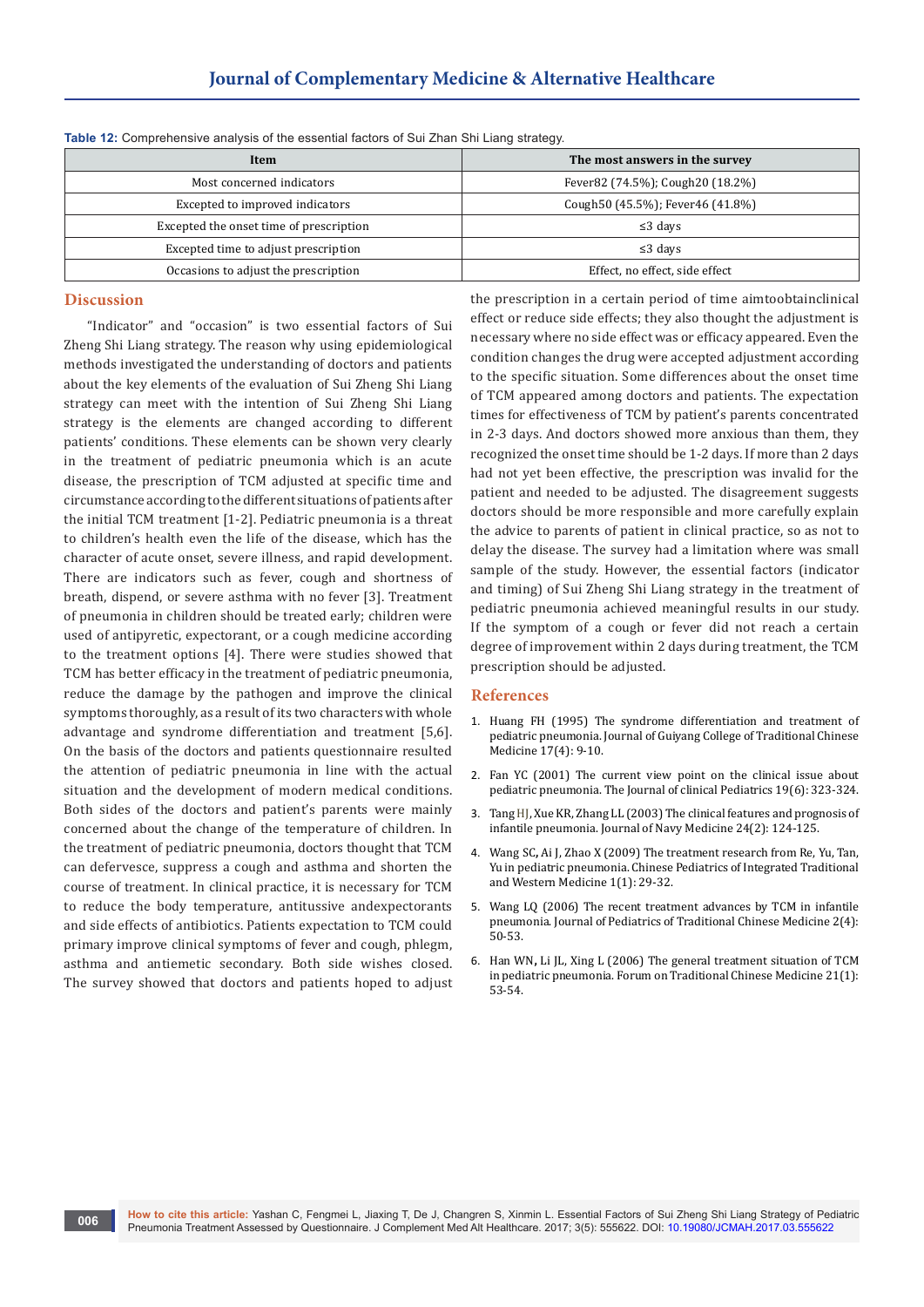**Table 12:** Comprehensive analysis of the essential factors of Sui Zhan Shi Liang strategy.

| Item | The most answers in the survey |
|---|---|
| Most concerned indicators | Fever82 (74.5%); Cough20 (18.2%) |
| Excepted to improved indicators | Cough50 (45.5%); Fever46 (41.8%) |
| Excepted the onset time of prescription | ≤3 days |
| Excepted time to adjust prescription | ≤3 days |
| Occasions to adjust the prescription | Effect, no effect, side effect |

## Discussion

"Indicator" and "occasion" is two essential factors of Sui Zheng Shi Liang strategy. The reason why using epidemiological methods investigated the understanding of doctors and patients about the key elements of the evaluation of Sui Zheng Shi Liang strategy can meet with the intention of Sui Zheng Shi Liang strategy is the elements are changed according to different patients' conditions. These elements can be shown very clearly in the treatment of pediatric pneumonia which is an acute disease, the prescription of TCM adjusted at specific time and circumstance according to the different situations of patients after the initial TCM treatment [1-2]. Pediatric pneumonia is a threat to children's health even the life of the disease, which has the character of acute onset, severe illness, and rapid development. There are indicators such as fever, cough and shortness of breath, dispend, or severe asthma with no fever [3]. Treatment of pneumonia in children should be treated early; children were used of antipyretic, expectorant, or a cough medicine according to the treatment options [4]. There were studies showed that TCM has better efficacy in the treatment of pediatric pneumonia, reduce the damage by the pathogen and improve the clinical symptoms thoroughly, as a result of its two characters with whole advantage and syndrome differentiation and treatment [5,6]. On the basis of the doctors and patients questionnaire resulted the attention of pediatric pneumonia in line with the actual situation and the development of modern medical conditions. Both sides of the doctors and patient's parents were mainly concerned about the change of the temperature of children. In the treatment of pediatric pneumonia, doctors thought that TCM can defervesce, suppress a cough and asthma and shorten the course of treatment. In clinical practice, it is necessary for TCM to reduce the body temperature, antitussive andexpectorants and side effects of antibiotics. Patients expectation to TCM could primary improve clinical symptoms of fever and cough, phlegm, asthma and antiemetic secondary. Both side wishes closed. The survey showed that doctors and patients hoped to adjust the prescription in a certain period of time aimtoobtainclinical effect or reduce side effects; they also thought the adjustment is necessary where no side effect was or efficacy appeared. Even the condition changes the drug were accepted adjustment according to the specific situation. Some differences about the onset time of TCM appeared among doctors and patients. The expectation times for effectiveness of TCM by patient's parents concentrated in 2-3 days. And doctors showed more anxious than them, they recognized the onset time should be 1-2 days. If more than 2 days had not yet been effective, the prescription was invalid for the patient and needed to be adjusted. The disagreement suggests doctors should be more responsible and more carefully explain the advice to parents of patient in clinical practice, so as not to delay the disease. The survey had a limitation where was small sample of the study. However, the essential factors (indicator and timing) of Sui Zheng Shi Liang strategy in the treatment of pediatric pneumonia achieved meaningful results in our study. If the symptom of a cough or fever did not reach a certain degree of improvement within 2 days during treatment, the TCM prescription should be adjusted.

## References

1. Huang FH (1995) The syndrome differentiation and treatment of pediatric pneumonia. Journal of Guiyang College of Traditional Chinese Medicine 17(4): 9-10.
2. Fan YC (2001) The current view point on the clinical issue about pediatric pneumonia. The Journal of clinical Pediatrics 19(6): 323-324.
3. Tang HJ, Xue KR, Zhang LL (2003) The clinical features and prognosis of infantile pneumonia. Journal of Navy Medicine 24(2): 124-125.
4. Wang SC, Ai J, Zhao X (2009) The treatment research from Re, Yu, Tan, Yu in pediatric pneumonia. Chinese Pediatrics of Integrated Traditional and Western Medicine 1(1): 29-32.
5. Wang LQ (2006) The recent treatment advances by TCM in infantile pneumonia. Journal of Pediatrics of Traditional Chinese Medicine 2(4): 50-53.
6. Han WN, Li JL, Xing L (2006) The general treatment situation of TCM in pediatric pneumonia. Forum on Traditional Chinese Medicine 21(1): 53-54.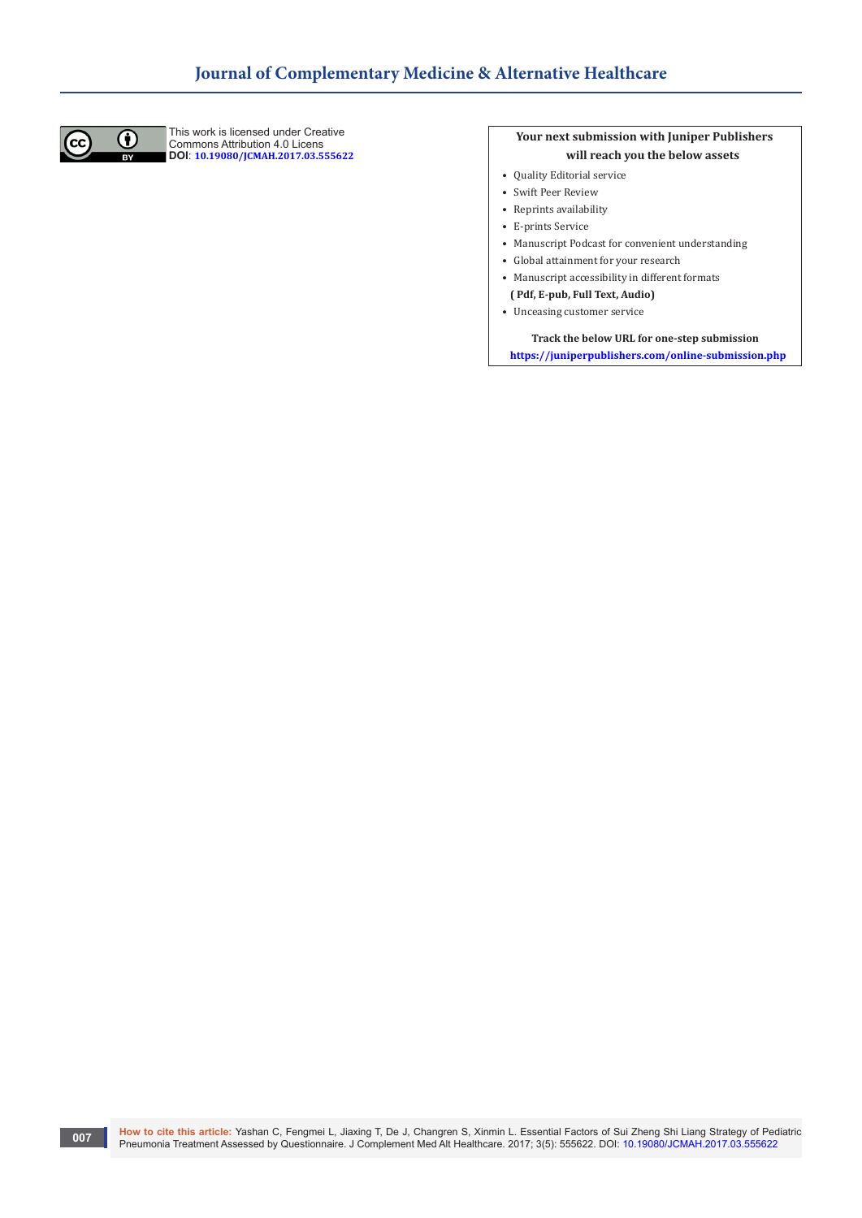This work is licensed under Creative Commons Attribution 4.0 Licens
**DOI**: 10.19080/JCMAH.2017.03.555622

**Your next submission with Juniper Publishers will reach you the below assets**

- Quality Editorial service
- Swift Peer Review
- Reprints availability
- E-prints Service
- Manuscript Podcast for convenient understanding
- Global attainment for your research
- Manuscript accessibility in different formats

**( Pdf, E-pub, Full Text, Audio)**

- Unceasing customer service

**Track the below URL for one-step submission**
**https://juniperpublishers.com/online-submission.php**

**How to cite this article:** Yashan C, Fengmei L, Jiaxing T, De J, Changren S, Xinmin L. Essential Factors of Sui Zheng Shi Liang Strategy of Pediatric Pneumonia Treatment Assessed by Questionnaire. J Complement Med Alt Healthcare. 2017; 3(5): 555622. DOI: 10.19080/JCMAH.2017.03.555622